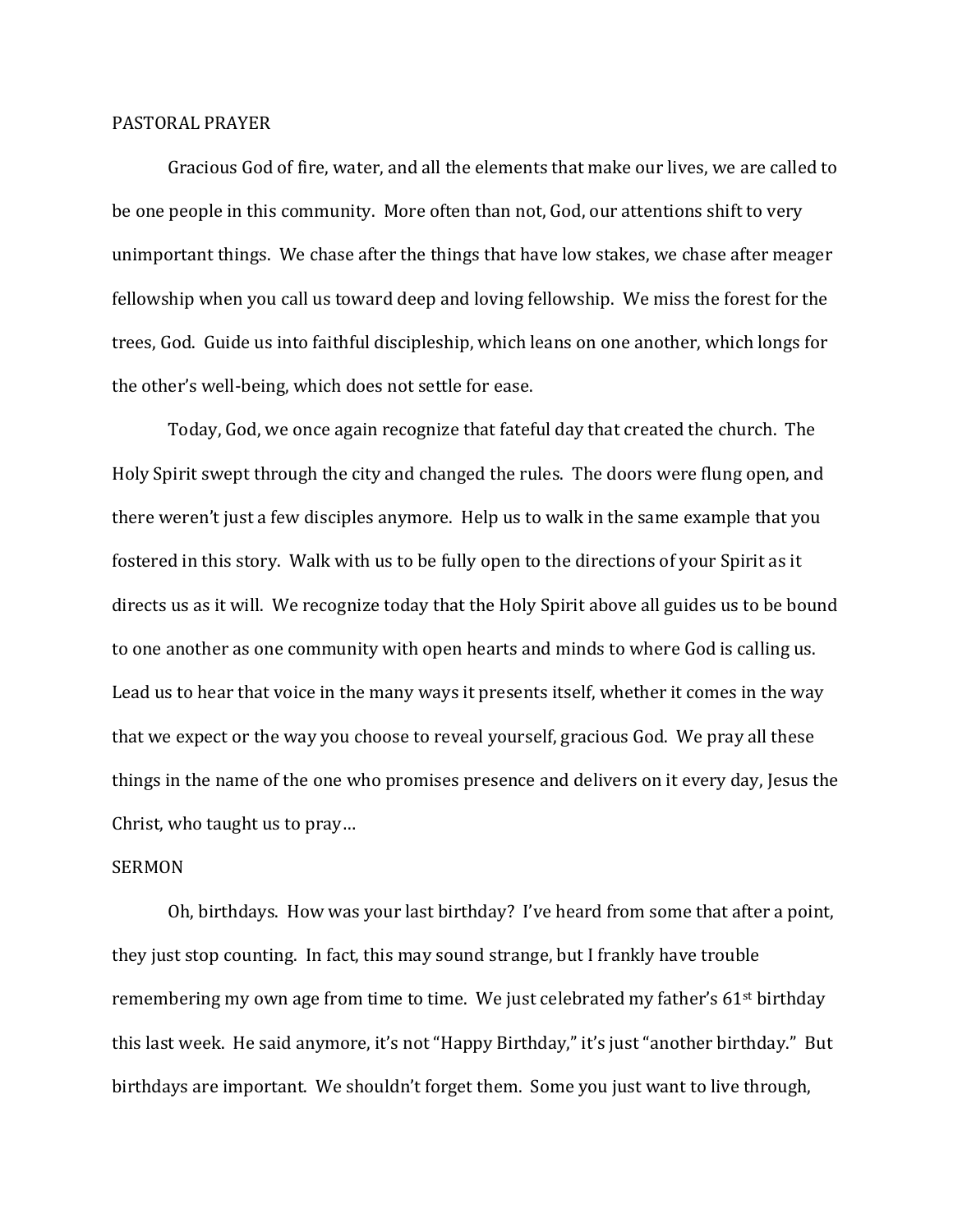PASTORAL PRAYER

Gracious God of fire, water, and all the elements that make our lives, we are called to be one people in this community. More often than not, God, our attentions shift to very unimportant things. We chase after the things that have low stakes, we chase after meager fellowship when you call us toward deep and loving fellowship. We miss the forest for the trees, God. Guide us into faithful discipleship, which leans on one another, which longs for the other's well-being, which does not settle for ease.

Today, God, we once again recognize that fateful day that created the church. The Holy Spirit swept through the city and changed the rules. The doors were flung open, and there weren't just a few disciples anymore. Help us to walk in the same example that you fostered in this story. Walk with us to be fully open to the directions of your Spirit as it directs us as it will. We recognize today that the Holy Spirit above all guides us to be bound to one another as one community with open hearts and minds to where God is calling us. Lead us to hear that voice in the many ways it presents itself, whether it comes in the way that we expect or the way you choose to reveal yourself, gracious God. We pray all these things in the name of the one who promises presence and delivers on it every day, Jesus the Christ, who taught us to pray…

SERMON

Oh, birthdays. How was your last birthday? I've heard from some that after a point, they just stop counting. In fact, this may sound strange, but I frankly have trouble remembering my own age from time to time. We just celebrated my father's 61st birthday this last week. He said anymore, it's not "Happy Birthday," it's just "another birthday." But birthdays are important. We shouldn't forget them. Some you just want to live through,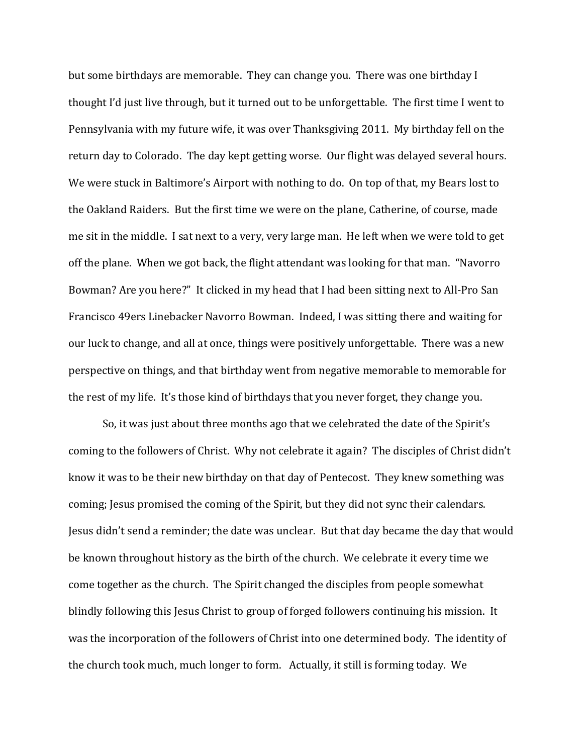but some birthdays are memorable. They can change you. There was one birthday I thought I'd just live through, but it turned out to be unforgettable. The first time I went to Pennsylvania with my future wife, it was over Thanksgiving 2011. My birthday fell on the return day to Colorado. The day kept getting worse. Our flight was delayed several hours. We were stuck in Baltimore's Airport with nothing to do. On top of that, my Bears lost to the Oakland Raiders. But the first time we were on the plane, Catherine, of course, made me sit in the middle. I sat next to a very, very large man. He left when we were told to get off the plane. When we got back, the flight attendant was looking for that man. "Navorro Bowman? Are you here?" It clicked in my head that I had been sitting next to All-Pro San Francisco 49ers Linebacker Navorro Bowman. Indeed, I was sitting there and waiting for our luck to change, and all at once, things were positively unforgettable. There was a new perspective on things, and that birthday went from negative memorable to memorable for the rest of my life. It's those kind of birthdays that you never forget, they change you.

So, it was just about three months ago that we celebrated the date of the Spirit's coming to the followers of Christ. Why not celebrate it again? The disciples of Christ didn't know it was to be their new birthday on that day of Pentecost. They knew something was coming; Jesus promised the coming of the Spirit, but they did not sync their calendars. Jesus didn't send a reminder; the date was unclear. But that day became the day that would be known throughout history as the birth of the church. We celebrate it every time we come together as the church. The Spirit changed the disciples from people somewhat blindly following this Jesus Christ to group of forged followers continuing his mission. It was the incorporation of the followers of Christ into one determined body. The identity of the church took much, much longer to form. Actually, it still is forming today. We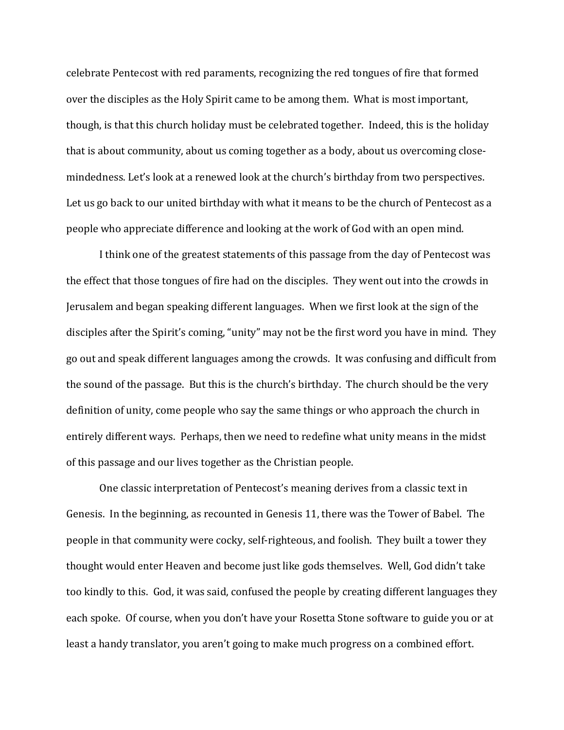celebrate Pentecost with red paraments, recognizing the red tongues of fire that formed over the disciples as the Holy Spirit came to be among them. What is most important, though, is that this church holiday must be celebrated together. Indeed, this is the holiday that is about community, about us coming together as a body, about us overcoming close-mindedness. Let's look at a renewed look at the church's birthday from two perspectives. Let us go back to our united birthday with what it means to be the church of Pentecost as a people who appreciate difference and looking at the work of God with an open mind.

I think one of the greatest statements of this passage from the day of Pentecost was the effect that those tongues of fire had on the disciples. They went out into the crowds in Jerusalem and began speaking different languages. When we first look at the sign of the disciples after the Spirit's coming, "unity" may not be the first word you have in mind. They go out and speak different languages among the crowds. It was confusing and difficult from the sound of the passage. But this is the church's birthday. The church should be the very definition of unity, come people who say the same things or who approach the church in entirely different ways. Perhaps, then we need to redefine what unity means in the midst of this passage and our lives together as the Christian people.

One classic interpretation of Pentecost's meaning derives from a classic text in Genesis. In the beginning, as recounted in Genesis 11, there was the Tower of Babel. The people in that community were cocky, self-righteous, and foolish. They built a tower they thought would enter Heaven and become just like gods themselves. Well, God didn't take too kindly to this. God, it was said, confused the people by creating different languages they each spoke. Of course, when you don't have your Rosetta Stone software to guide you or at least a handy translator, you aren't going to make much progress on a combined effort.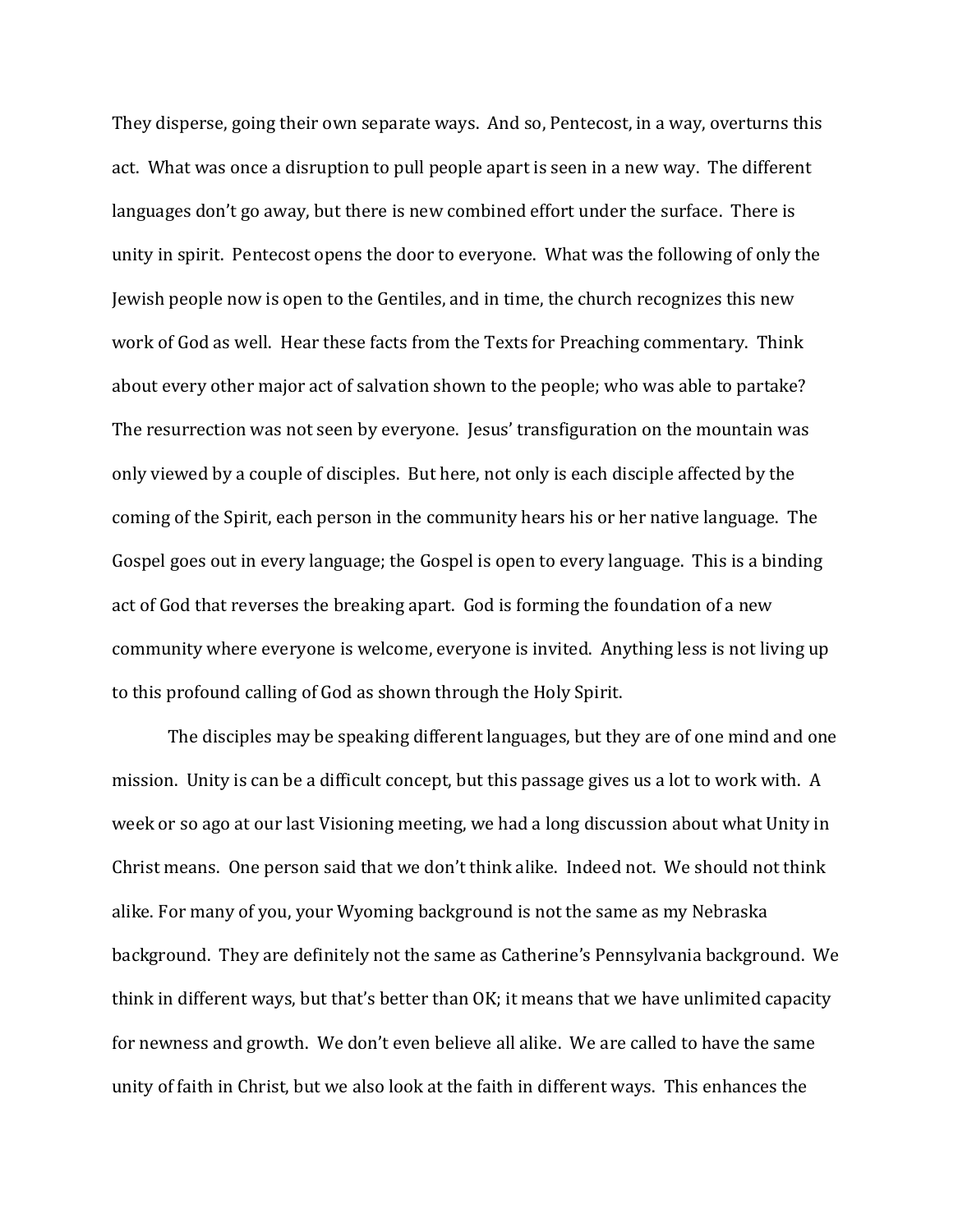They disperse, going their own separate ways. And so, Pentecost, in a way, overturns this act. What was once a disruption to pull people apart is seen in a new way. The different languages don't go away, but there is new combined effort under the surface. There is unity in spirit. Pentecost opens the door to everyone. What was the following of only the Jewish people now is open to the Gentiles, and in time, the church recognizes this new work of God as well. Hear these facts from the Texts for Preaching commentary. Think about every other major act of salvation shown to the people; who was able to partake? The resurrection was not seen by everyone. Jesus' transfiguration on the mountain was only viewed by a couple of disciples. But here, not only is each disciple affected by the coming of the Spirit, each person in the community hears his or her native language. The Gospel goes out in every language; the Gospel is open to every language. This is a binding act of God that reverses the breaking apart. God is forming the foundation of a new community where everyone is welcome, everyone is invited. Anything less is not living up to this profound calling of God as shown through the Holy Spirit.

The disciples may be speaking different languages, but they are of one mind and one mission. Unity is can be a difficult concept, but this passage gives us a lot to work with. A week or so ago at our last Visioning meeting, we had a long discussion about what Unity in Christ means. One person said that we don't think alike. Indeed not. We should not think alike. For many of you, your Wyoming background is not the same as my Nebraska background. They are definitely not the same as Catherine's Pennsylvania background. We think in different ways, but that's better than OK; it means that we have unlimited capacity for newness and growth. We don't even believe all alike. We are called to have the same unity of faith in Christ, but we also look at the faith in different ways. This enhances the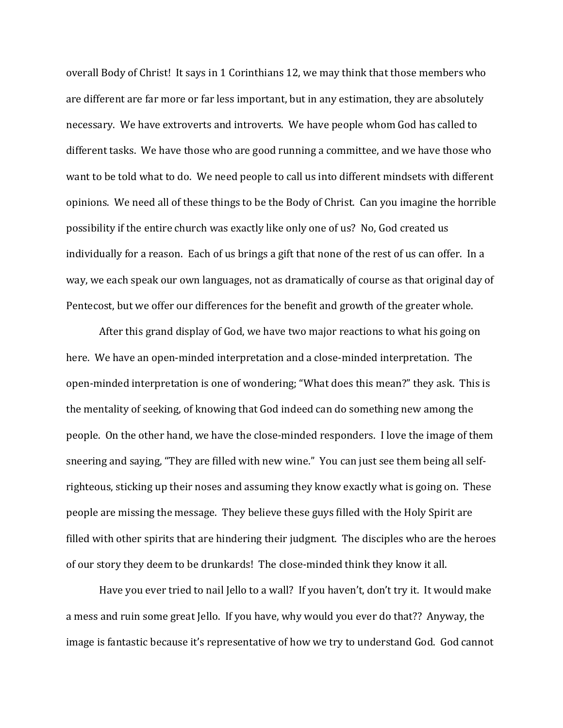overall Body of Christ! It says in 1 Corinthians 12, we may think that those members who are different are far more or far less important, but in any estimation, they are absolutely necessary. We have extroverts and introverts. We have people whom God has called to different tasks. We have those who are good running a committee, and we have those who want to be told what to do. We need people to call us into different mindsets with different opinions. We need all of these things to be the Body of Christ. Can you imagine the horrible possibility if the entire church was exactly like only one of us? No, God created us individually for a reason. Each of us brings a gift that none of the rest of us can offer. In a way, we each speak our own languages, not as dramatically of course as that original day of Pentecost, but we offer our differences for the benefit and growth of the greater whole.

After this grand display of God, we have two major reactions to what his going on here. We have an open-minded interpretation and a close-minded interpretation. The open-minded interpretation is one of wondering; "What does this mean?" they ask. This is the mentality of seeking, of knowing that God indeed can do something new among the people. On the other hand, we have the close-minded responders. I love the image of them sneering and saying, "They are filled with new wine." You can just see them being all self-righteous, sticking up their noses and assuming they know exactly what is going on. These people are missing the message. They believe these guys filled with the Holy Spirit are filled with other spirits that are hindering their judgment. The disciples who are the heroes of our story they deem to be drunkards! The close-minded think they know it all.

Have you ever tried to nail Jello to a wall? If you haven't, don't try it. It would make a mess and ruin some great Jello. If you have, why would you ever do that?? Anyway, the image is fantastic because it's representative of how we try to understand God. God cannot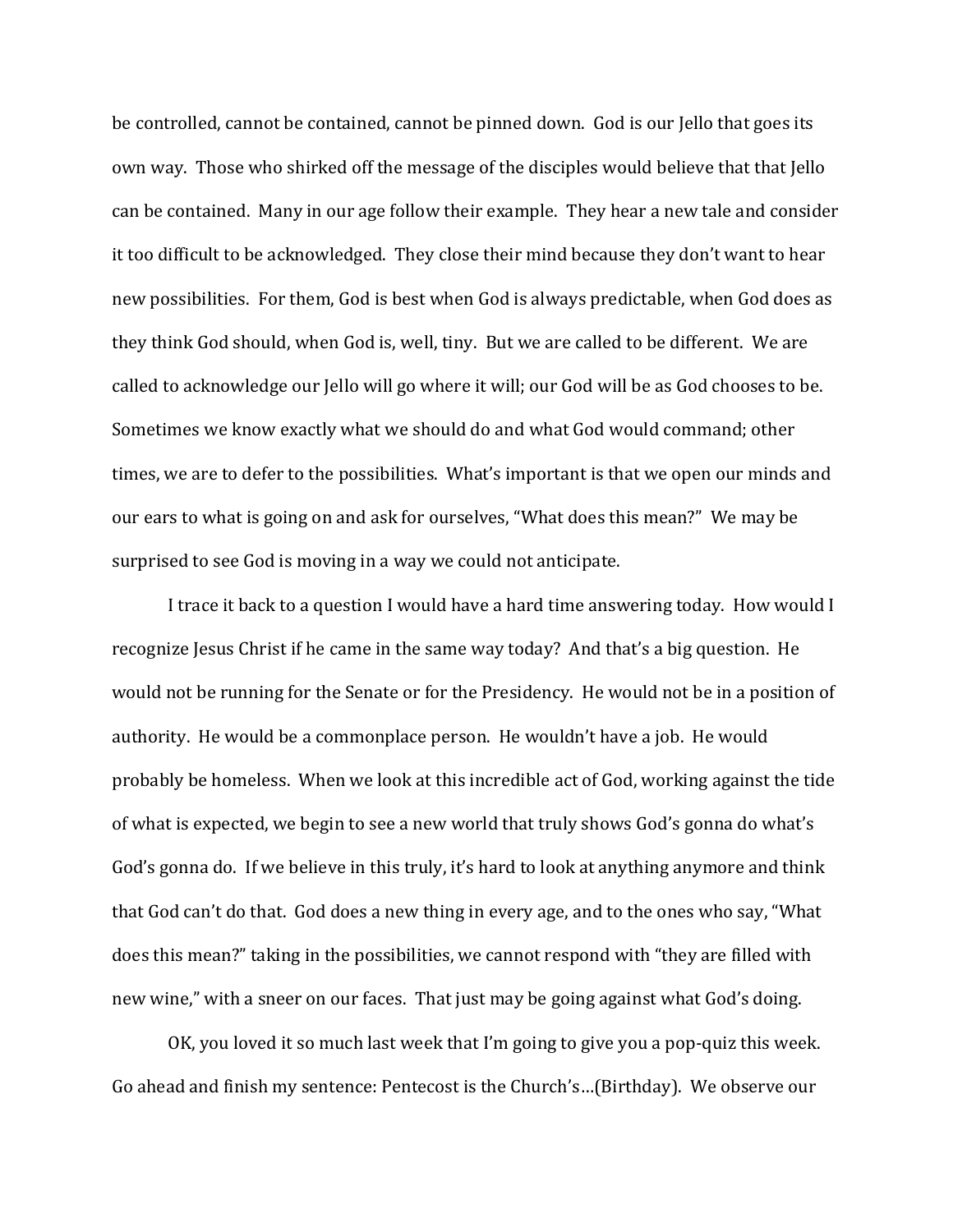be controlled, cannot be contained, cannot be pinned down. God is our Jello that goes its own way. Those who shirked off the message of the disciples would believe that that Jello can be contained. Many in our age follow their example. They hear a new tale and consider it too difficult to be acknowledged. They close their mind because they don't want to hear new possibilities. For them, God is best when God is always predictable, when God does as they think God should, when God is, well, tiny. But we are called to be different. We are called to acknowledge our Jello will go where it will; our God will be as God chooses to be. Sometimes we know exactly what we should do and what God would command; other times, we are to defer to the possibilities. What's important is that we open our minds and our ears to what is going on and ask for ourselves, "What does this mean?" We may be surprised to see God is moving in a way we could not anticipate.

I trace it back to a question I would have a hard time answering today. How would I recognize Jesus Christ if he came in the same way today? And that's a big question. He would not be running for the Senate or for the Presidency. He would not be in a position of authority. He would be a commonplace person. He wouldn't have a job. He would probably be homeless. When we look at this incredible act of God, working against the tide of what is expected, we begin to see a new world that truly shows God's gonna do what's God's gonna do. If we believe in this truly, it's hard to look at anything anymore and think that God can't do that. God does a new thing in every age, and to the ones who say, "What does this mean?" taking in the possibilities, we cannot respond with "they are filled with new wine," with a sneer on our faces. That just may be going against what God's doing.

OK, you loved it so much last week that I'm going to give you a pop-quiz this week. Go ahead and finish my sentence: Pentecost is the Church's…(Birthday). We observe our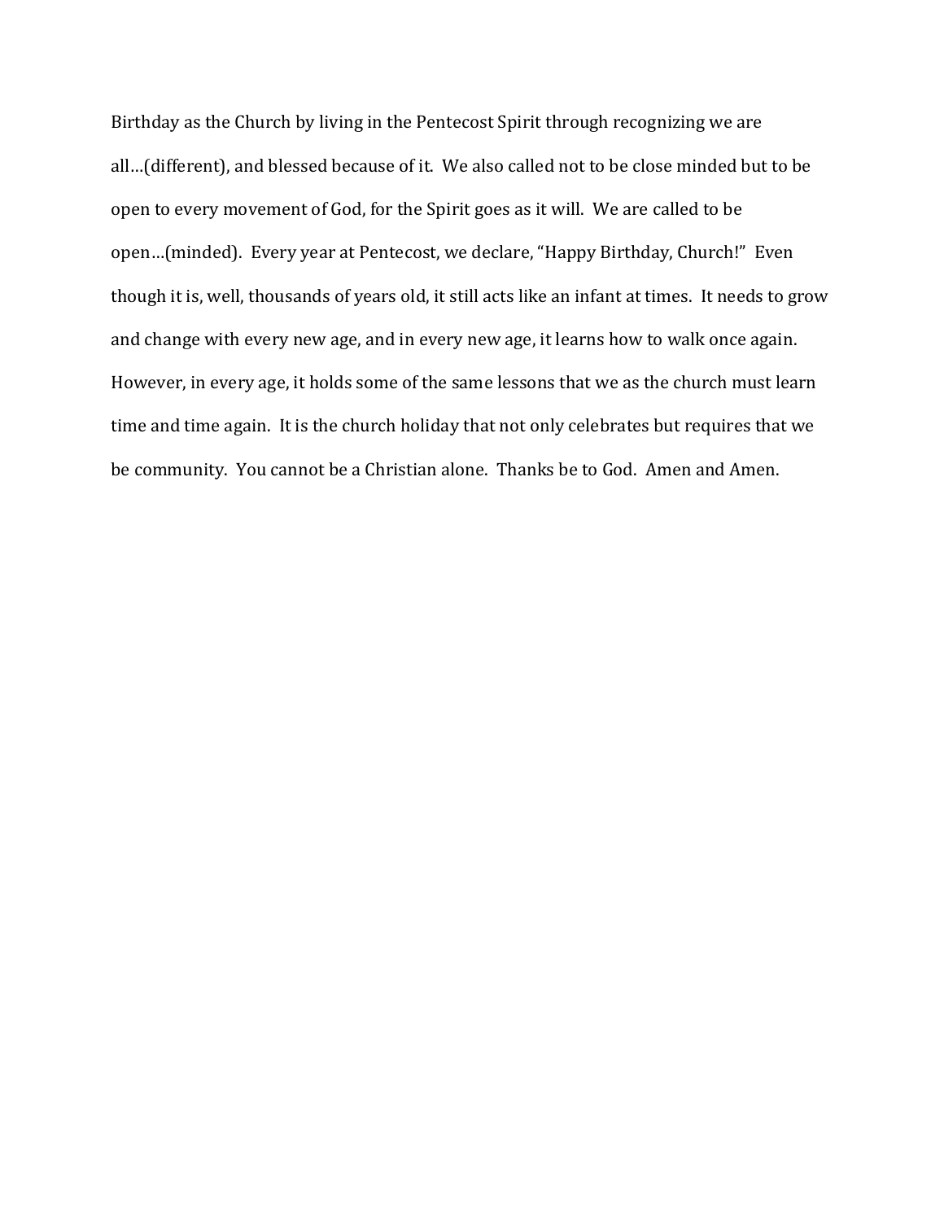Birthday as the Church by living in the Pentecost Spirit through recognizing we are all…(different), and blessed because of it. We also called not to be close minded but to be open to every movement of God, for the Spirit goes as it will. We are called to be open…(minded). Every year at Pentecost, we declare, "Happy Birthday, Church!" Even though it is, well, thousands of years old, it still acts like an infant at times. It needs to grow and change with every new age, and in every new age, it learns how to walk once again. However, in every age, it holds some of the same lessons that we as the church must learn time and time again. It is the church holiday that not only celebrates but requires that we be community. You cannot be a Christian alone. Thanks be to God. Amen and Amen.